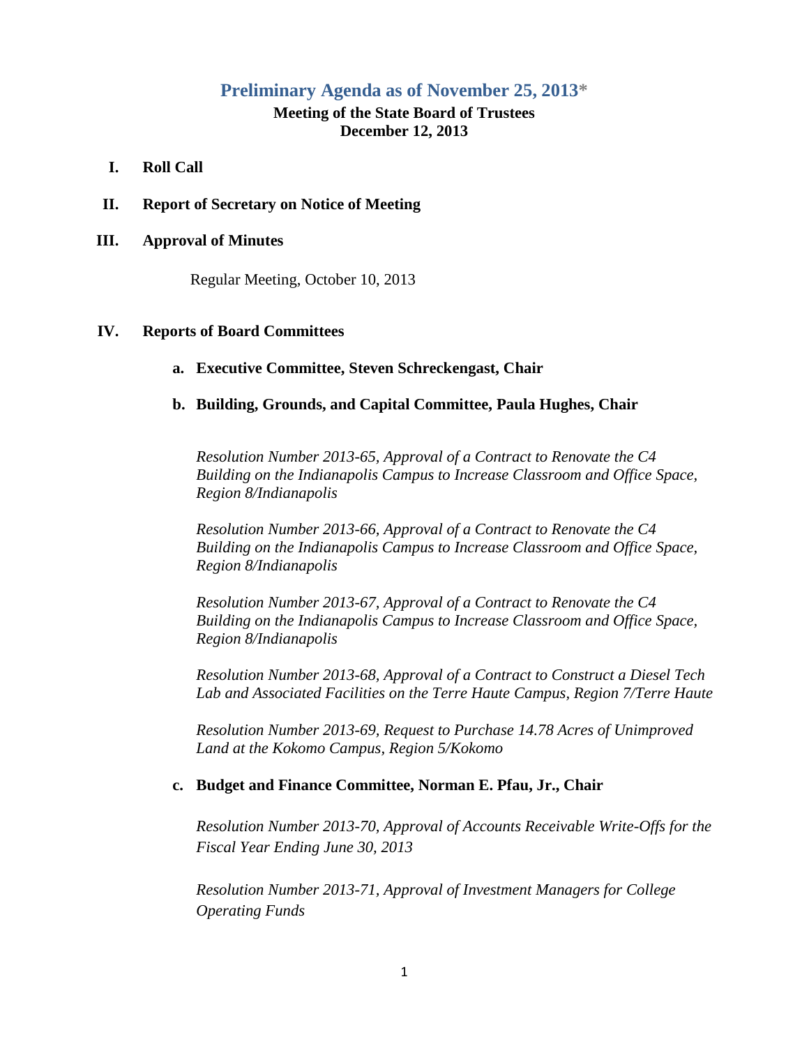## Preliminary Agenda as of November 25, 2013*

**Meeting of the State Board of Trustees**
**December 12, 2013**

**I. Roll Call**

**II. Report of Secretary on Notice of Meeting**

**III. Approval of Minutes**

Regular Meeting, October 10, 2013

**IV. Reports of Board Committees**

**a. Executive Committee, Steven Schreckengast, Chair**

**b. Building, Grounds, and Capital Committee, Paula Hughes, Chair**

*Resolution Number 2013-65, Approval of a Contract to Renovate the C4 Building on the Indianapolis Campus to Increase Classroom and Office Space, Region 8/Indianapolis*

*Resolution Number 2013-66, Approval of a Contract to Renovate the C4 Building on the Indianapolis Campus to Increase Classroom and Office Space, Region 8/Indianapolis*

*Resolution Number 2013-67, Approval of a Contract to Renovate the C4 Building on the Indianapolis Campus to Increase Classroom and Office Space, Region 8/Indianapolis*

*Resolution Number 2013-68, Approval of a Contract to Construct a Diesel Tech Lab and Associated Facilities on the Terre Haute Campus, Region 7/Terre Haute*

*Resolution Number 2013-69, Request to Purchase 14.78 Acres of Unimproved Land at the Kokomo Campus, Region 5/Kokomo*

**c. Budget and Finance Committee, Norman E. Pfau, Jr., Chair**

*Resolution Number 2013-70, Approval of Accounts Receivable Write-Offs for the Fiscal Year Ending June 30, 2013*

*Resolution Number 2013-71, Approval of Investment Managers for College Operating Funds*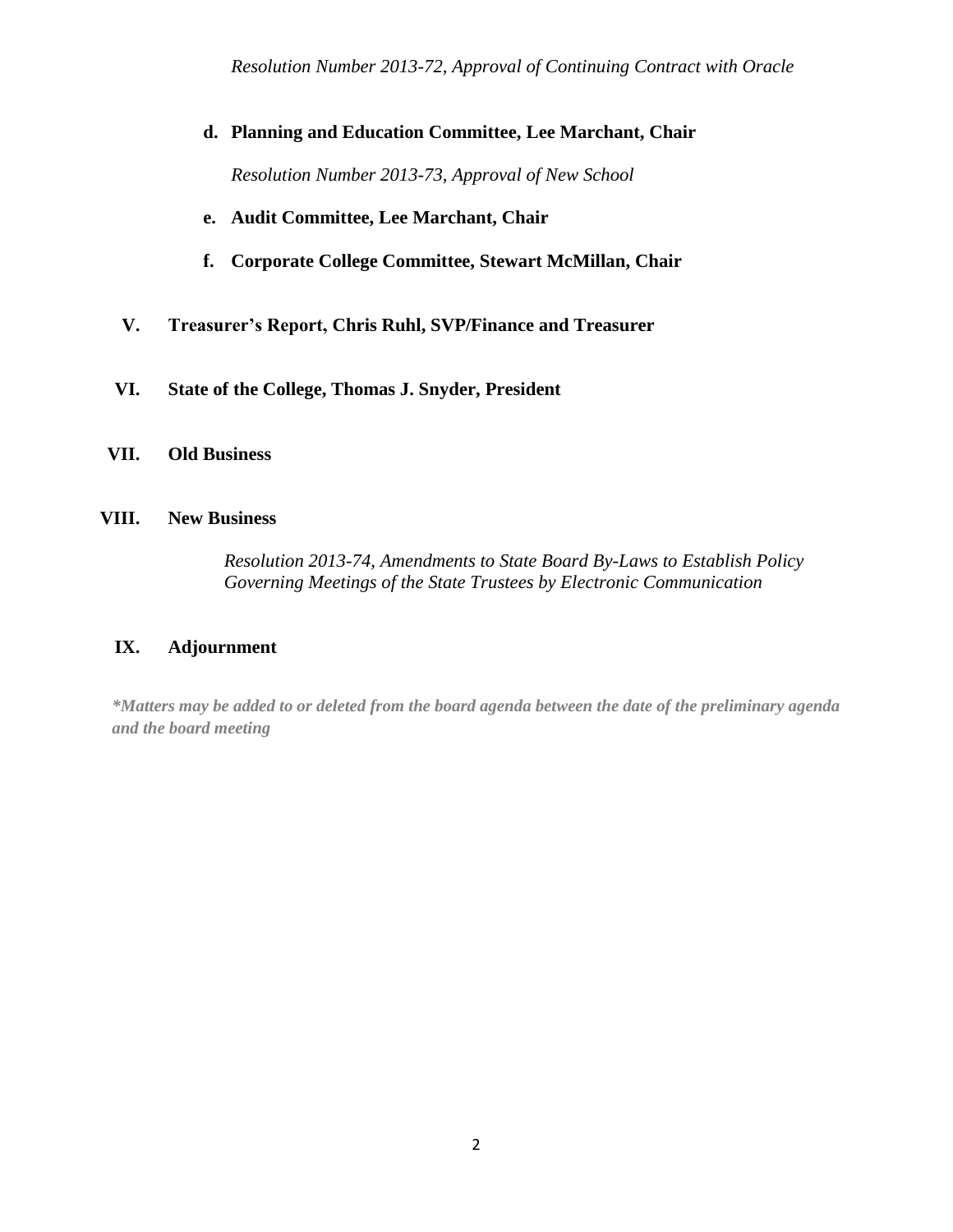*Resolution Number 2013-72, Approval of Continuing Contract with Oracle*

d. **Planning and Education Committee, Lee Marchant, Chair**

   *Resolution Number 2013-73, Approval of New School*

e. **Audit Committee, Lee Marchant, Chair**

f. **Corporate College Committee, Stewart McMillan, Chair**

**V. Treasurer's Report, Chris Ruhl, SVP/Finance and Treasurer**

**VI. State of the College, Thomas J. Snyder, President**

**VII. Old Business**

**VIII. New Business**

*Resolution 2013-74, Amendments to State Board By-Laws to Establish Policy Governing Meetings of the State Trustees by Electronic Communication*

**IX. Adjournment**

***Matters may be added to or deleted from the board agenda between the date of the preliminary agenda and the board meeting***